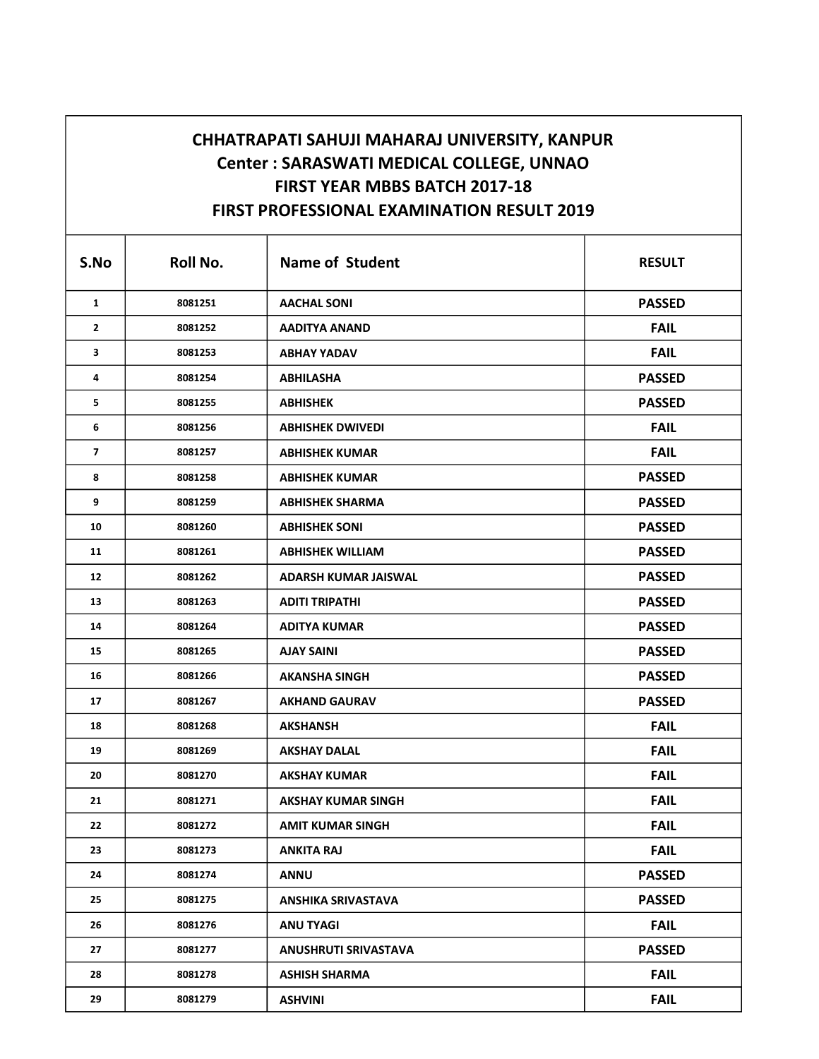# CHHATRAPATI SAHUJI MAHARAJ UNIVERSITY, KANPUR

## Center : SARASWATI MEDICAL COLLEGE, UNNAO

## FIRST YEAR MBBS BATCH 2017-18

## FIRST PROFESSIONAL EXAMINATION RESULT 2019

| S.No | Roll No. | Name of Student | RESULT |
|---|---|---|---|
| 1 | 8081251 | AACHAL SONI | PASSED |
| 2 | 8081252 | AADITYA ANAND | FAIL |
| 3 | 8081253 | ABHAY YADAV | FAIL |
| 4 | 8081254 | ABHILASHA | PASSED |
| 5 | 8081255 | ABHISHEK | PASSED |
| 6 | 8081256 | ABHISHEK DWIVEDI | FAIL |
| 7 | 8081257 | ABHISHEK KUMAR | FAIL |
| 8 | 8081258 | ABHISHEK KUMAR | PASSED |
| 9 | 8081259 | ABHISHEK SHARMA | PASSED |
| 10 | 8081260 | ABHISHEK SONI | PASSED |
| 11 | 8081261 | ABHISHEK WILLIAM | PASSED |
| 12 | 8081262 | ADARSH KUMAR JAISWAL | PASSED |
| 13 | 8081263 | ADITI TRIPATHI | PASSED |
| 14 | 8081264 | ADITYA KUMAR | PASSED |
| 15 | 8081265 | AJAY SAINI | PASSED |
| 16 | 8081266 | AKANSHA SINGH | PASSED |
| 17 | 8081267 | AKHAND GAURAV | PASSED |
| 18 | 8081268 | AKSHANSH | FAIL |
| 19 | 8081269 | AKSHAY DALAL | FAIL |
| 20 | 8081270 | AKSHAY KUMAR | FAIL |
| 21 | 8081271 | AKSHAY KUMAR SINGH | FAIL |
| 22 | 8081272 | AMIT KUMAR SINGH | FAIL |
| 23 | 8081273 | ANKITA RAJ | FAIL |
| 24 | 8081274 | ANNU | PASSED |
| 25 | 8081275 | ANSHIKA SRIVASTAVA | PASSED |
| 26 | 8081276 | ANU TYAGI | FAIL |
| 27 | 8081277 | ANUSHRUTI SRIVASTAVA | PASSED |
| 28 | 8081278 | ASHISH SHARMA | FAIL |
| 29 | 8081279 | ASHVINI | FAIL |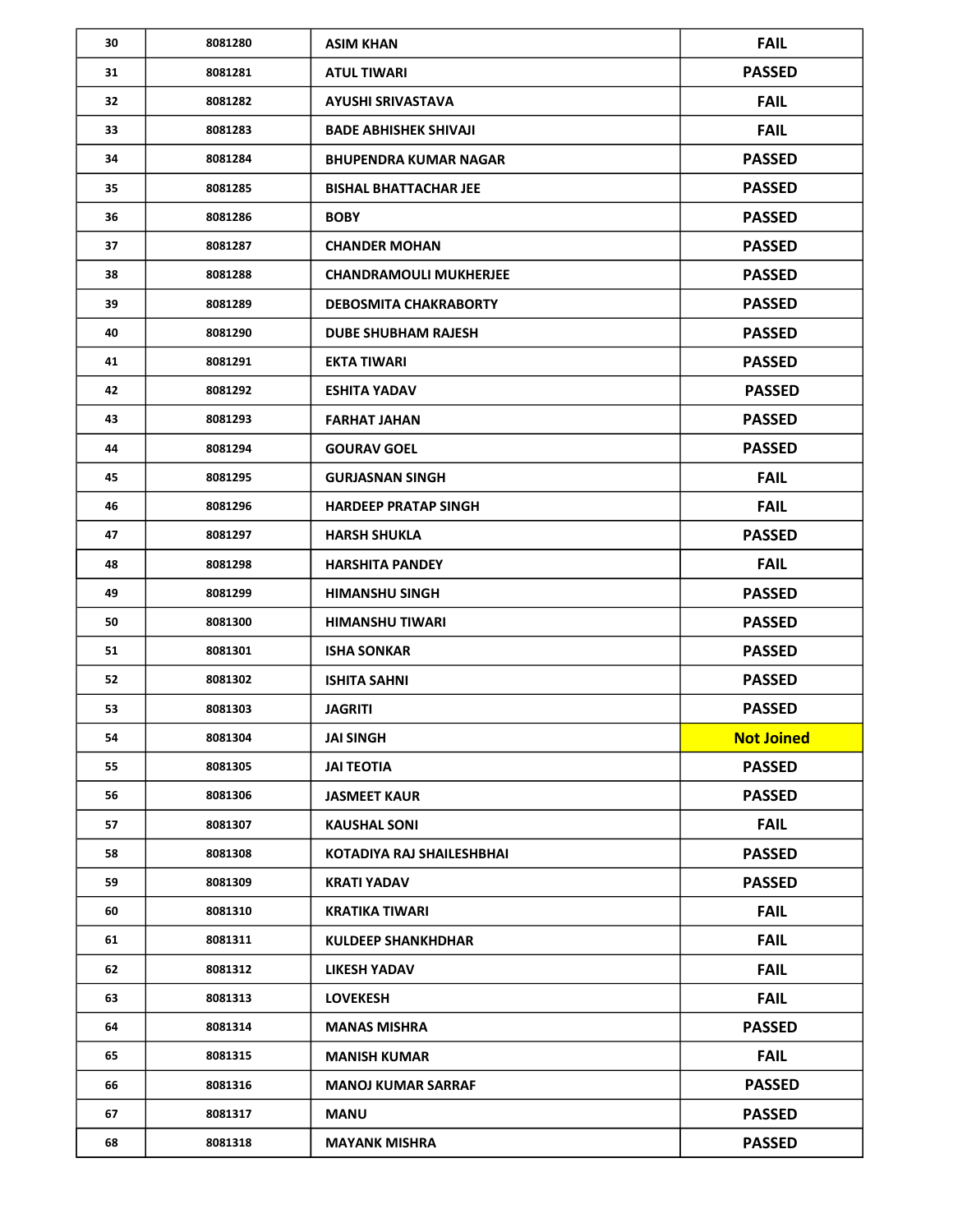| 30 | 8081280 | ASIM KHAN | FAIL |
|---|---|---|---|
| 31 | 8081281 | ATUL TIWARI | PASSED |
| 32 | 8081282 | AYUSHI SRIVASTAVA | FAIL |
| 33 | 8081283 | BADE ABHISHEK SHIVAJI | FAIL |
| 34 | 8081284 | BHUPENDRA KUMAR NAGAR | PASSED |
| 35 | 8081285 | BISHAL BHATTACHAR JEE | PASSED |
| 36 | 8081286 | BOBY | PASSED |
| 37 | 8081287 | CHANDER MOHAN | PASSED |
| 38 | 8081288 | CHANDRAMOULI MUKHERJEE | PASSED |
| 39 | 8081289 | DEBOSMITA CHAKRABORTY | PASSED |
| 40 | 8081290 | DUBE SHUBHAM RAJESH | PASSED |
| 41 | 8081291 | EKTA TIWARI | PASSED |
| 42 | 8081292 | ESHITA YADAV | PASSED |
| 43 | 8081293 | FARHAT JAHAN | PASSED |
| 44 | 8081294 | GOURAV GOEL | PASSED |
| 45 | 8081295 | GURJASNAN SINGH | FAIL |
| 46 | 8081296 | HARDEEP PRATAP SINGH | FAIL |
| 47 | 8081297 | HARSH SHUKLA | PASSED |
| 48 | 8081298 | HARSHITA PANDEY | FAIL |
| 49 | 8081299 | HIMANSHU SINGH | PASSED |
| 50 | 8081300 | HIMANSHU TIWARI | PASSED |
| 51 | 8081301 | ISHA SONKAR | PASSED |
| 52 | 8081302 | ISHITA SAHNI | PASSED |
| 53 | 8081303 | JAGRITI | PASSED |
| 54 | 8081304 | JAI SINGH | Not Joined |
| 55 | 8081305 | JAI TEOTIA | PASSED |
| 56 | 8081306 | JASMEET KAUR | PASSED |
| 57 | 8081307 | KAUSHAL SONI | FAIL |
| 58 | 8081308 | KOTADIYA RAJ SHAILESHBHAI | PASSED |
| 59 | 8081309 | KRATI YADAV | PASSED |
| 60 | 8081310 | KRATIKA TIWARI | FAIL |
| 61 | 8081311 | KULDEEP SHANKHDHAR | FAIL |
| 62 | 8081312 | LIKESH YADAV | FAIL |
| 63 | 8081313 | LOVEKESH | FAIL |
| 64 | 8081314 | MANAS MISHRA | PASSED |
| 65 | 8081315 | MANISH KUMAR | FAIL |
| 66 | 8081316 | MANOJ KUMAR SARRAF | PASSED |
| 67 | 8081317 | MANU | PASSED |
| 68 | 8081318 | MAYANK MISHRA | PASSED |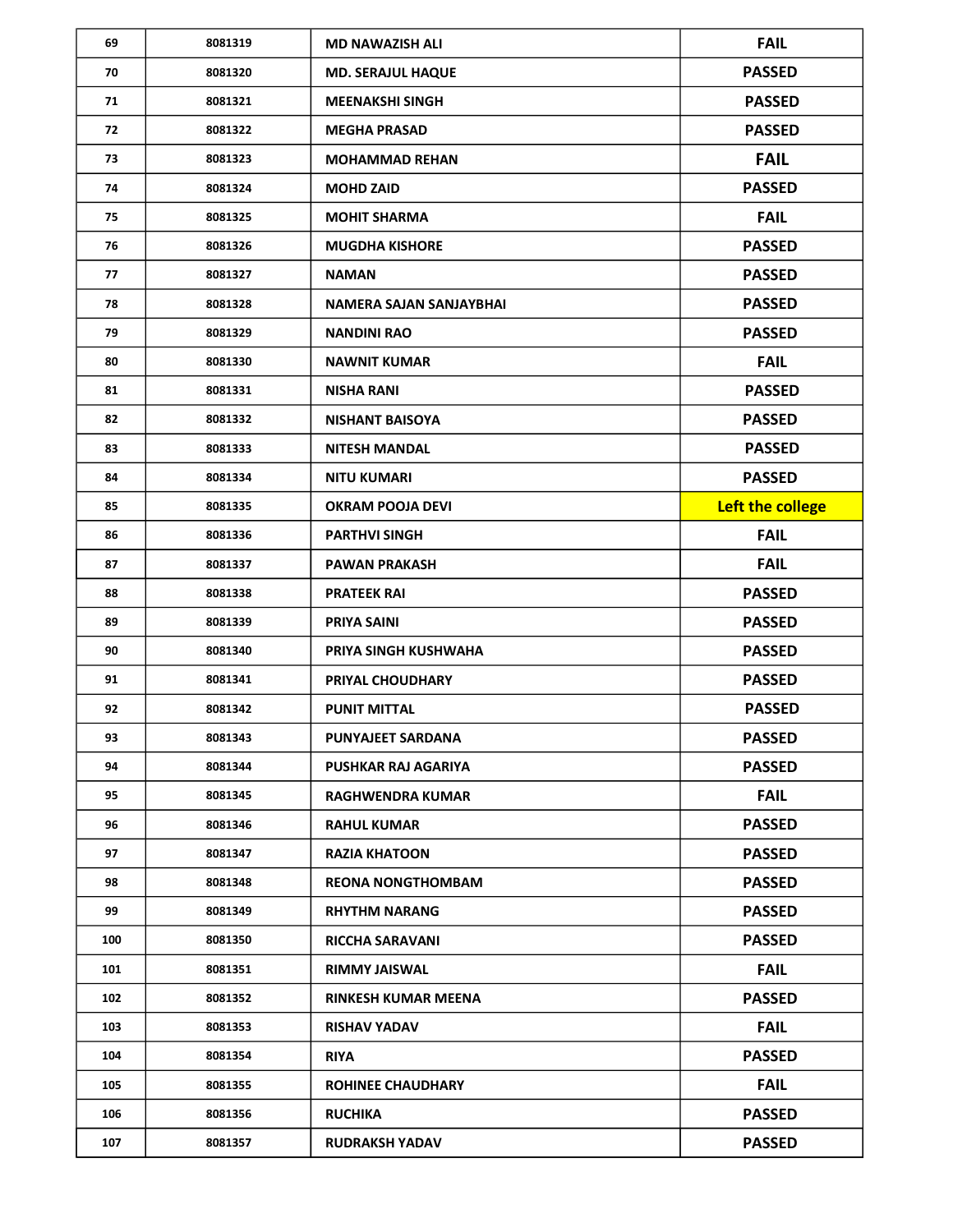| 69 | 8081319 | MD NAWAZISH ALI | FAIL |
|---|---|---|---|
| 70 | 8081320 | MD. SERAJUL HAQUE | PASSED |
| 71 | 8081321 | MEENAKSHI SINGH | PASSED |
| 72 | 8081322 | MEGHA PRASAD | PASSED |
| 73 | 8081323 | MOHAMMAD REHAN | FAIL |
| 74 | 8081324 | MOHD ZAID | PASSED |
| 75 | 8081325 | MOHIT SHARMA | FAIL |
| 76 | 8081326 | MUGDHA KISHORE | PASSED |
| 77 | 8081327 | NAMAN | PASSED |
| 78 | 8081328 | NAMERA SAJAN SANJAYBHAI | PASSED |
| 79 | 8081329 | NANDINI RAO | PASSED |
| 80 | 8081330 | NAWNIT KUMAR | FAIL |
| 81 | 8081331 | NISHA RANI | PASSED |
| 82 | 8081332 | NISHANT BAISOYA | PASSED |
| 83 | 8081333 | NITESH MANDAL | PASSED |
| 84 | 8081334 | NITU KUMARI | PASSED |
| 85 | 8081335 | OKRAM POOJA DEVI | Left the college |
| 86 | 8081336 | PARTHVI SINGH | FAIL |
| 87 | 8081337 | PAWAN PRAKASH | FAIL |
| 88 | 8081338 | PRATEEK RAI | PASSED |
| 89 | 8081339 | PRIYA SAINI | PASSED |
| 90 | 8081340 | PRIYA SINGH KUSHWAHA | PASSED |
| 91 | 8081341 | PRIYAL CHOUDHARY | PASSED |
| 92 | 8081342 | PUNIT MITTAL | PASSED |
| 93 | 8081343 | PUNYAJEET SARDANA | PASSED |
| 94 | 8081344 | PUSHKAR RAJ AGARIYA | PASSED |
| 95 | 8081345 | RAGHWENDRA KUMAR | FAIL |
| 96 | 8081346 | RAHUL KUMAR | PASSED |
| 97 | 8081347 | RAZIA KHATOON | PASSED |
| 98 | 8081348 | REONA NONGTHOMBAM | PASSED |
| 99 | 8081349 | RHYTHM NARANG | PASSED |
| 100 | 8081350 | RICCHA SARAVANI | PASSED |
| 101 | 8081351 | RIMMY JAISWAL | FAIL |
| 102 | 8081352 | RINKESH KUMAR MEENA | PASSED |
| 103 | 8081353 | RISHAV YADAV | FAIL |
| 104 | 8081354 | RIYA | PASSED |
| 105 | 8081355 | ROHINEE CHAUDHARY | FAIL |
| 106 | 8081356 | RUCHIKA | PASSED |
| 107 | 8081357 | RUDRAKSH YADAV | PASSED |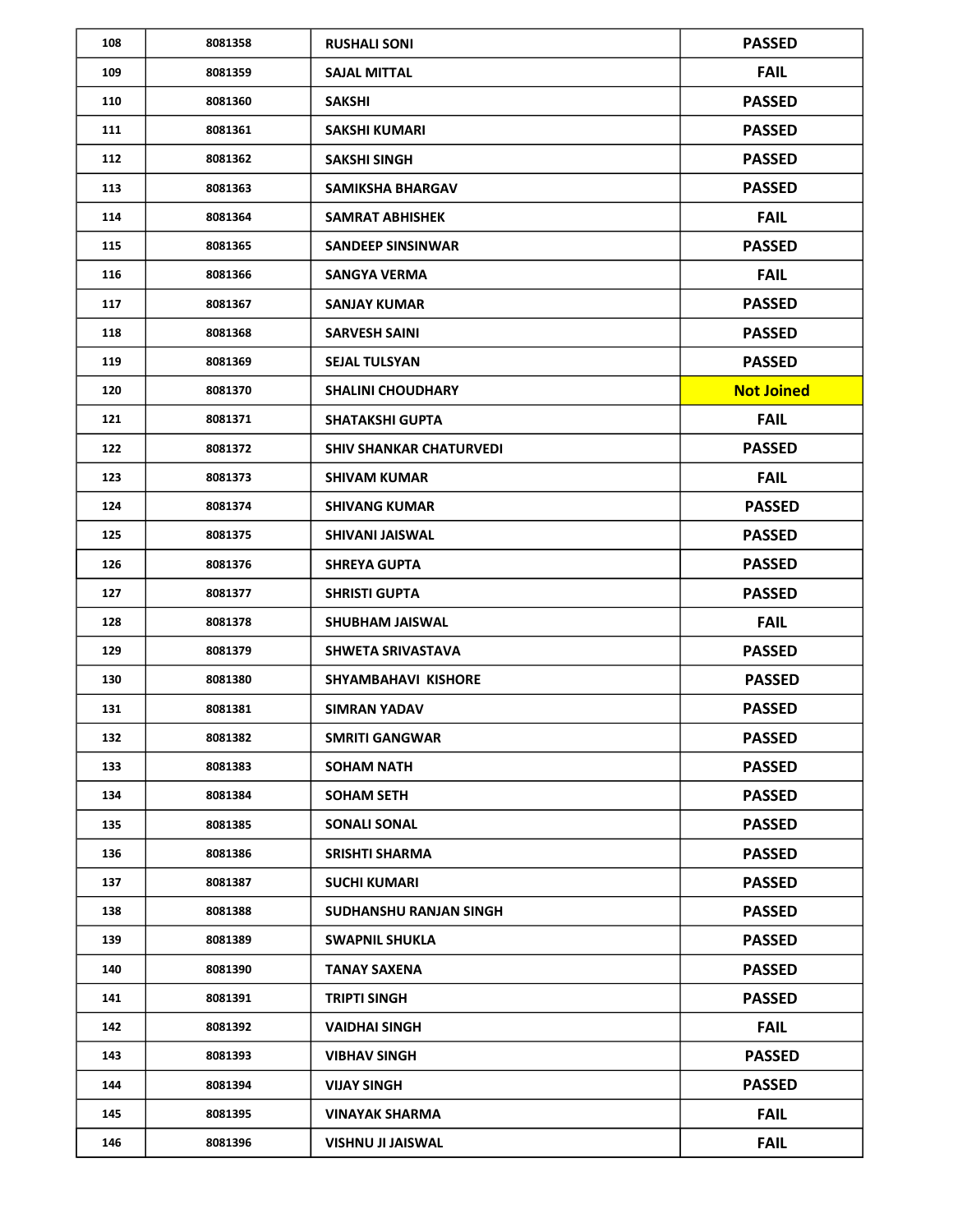| 108 | 8081358 | RUSHALI SONI | PASSED |
|---|---|---|---|
| 109 | 8081359 | SAJAL MITTAL | FAIL |
| 110 | 8081360 | SAKSHI | PASSED |
| 111 | 8081361 | SAKSHI KUMARI | PASSED |
| 112 | 8081362 | SAKSHI SINGH | PASSED |
| 113 | 8081363 | SAMIKSHA BHARGAV | PASSED |
| 114 | 8081364 | SAMRAT ABHISHEK | FAIL |
| 115 | 8081365 | SANDEEP SINSINWAR | PASSED |
| 116 | 8081366 | SANGYA VERMA | FAIL |
| 117 | 8081367 | SANJAY KUMAR | PASSED |
| 118 | 8081368 | SARVESH SAINI | PASSED |
| 119 | 8081369 | SEJAL TULSYAN | PASSED |
| 120 | 8081370 | SHALINI CHOUDHARY | Not Joined |
| 121 | 8081371 | SHATAKSHI GUPTA | FAIL |
| 122 | 8081372 | SHIV SHANKAR CHATURVEDI | PASSED |
| 123 | 8081373 | SHIVAM KUMAR | FAIL |
| 124 | 8081374 | SHIVANG KUMAR | PASSED |
| 125 | 8081375 | SHIVANI JAISWAL | PASSED |
| 126 | 8081376 | SHREYA GUPTA | PASSED |
| 127 | 8081377 | SHRISTI GUPTA | PASSED |
| 128 | 8081378 | SHUBHAM JAISWAL | FAIL |
| 129 | 8081379 | SHWETA SRIVASTAVA | PASSED |
| 130 | 8081380 | SHYAMBAHAVI KISHORE | PASSED |
| 131 | 8081381 | SIMRAN YADAV | PASSED |
| 132 | 8081382 | SMRITI GANGWAR | PASSED |
| 133 | 8081383 | SOHAM NATH | PASSED |
| 134 | 8081384 | SOHAM SETH | PASSED |
| 135 | 8081385 | SONALI SONAL | PASSED |
| 136 | 8081386 | SRISHTI SHARMA | PASSED |
| 137 | 8081387 | SUCHI KUMARI | PASSED |
| 138 | 8081388 | SUDHANSHU RANJAN SINGH | PASSED |
| 139 | 8081389 | SWAPNIL SHUKLA | PASSED |
| 140 | 8081390 | TANAY SAXENA | PASSED |
| 141 | 8081391 | TRIPTI SINGH | PASSED |
| 142 | 8081392 | VAIDHAI SINGH | FAIL |
| 143 | 8081393 | VIBHAV SINGH | PASSED |
| 144 | 8081394 | VIJAY SINGH | PASSED |
| 145 | 8081395 | VINAYAK SHARMA | FAIL |
| 146 | 8081396 | VISHNU JI JAISWAL | FAIL |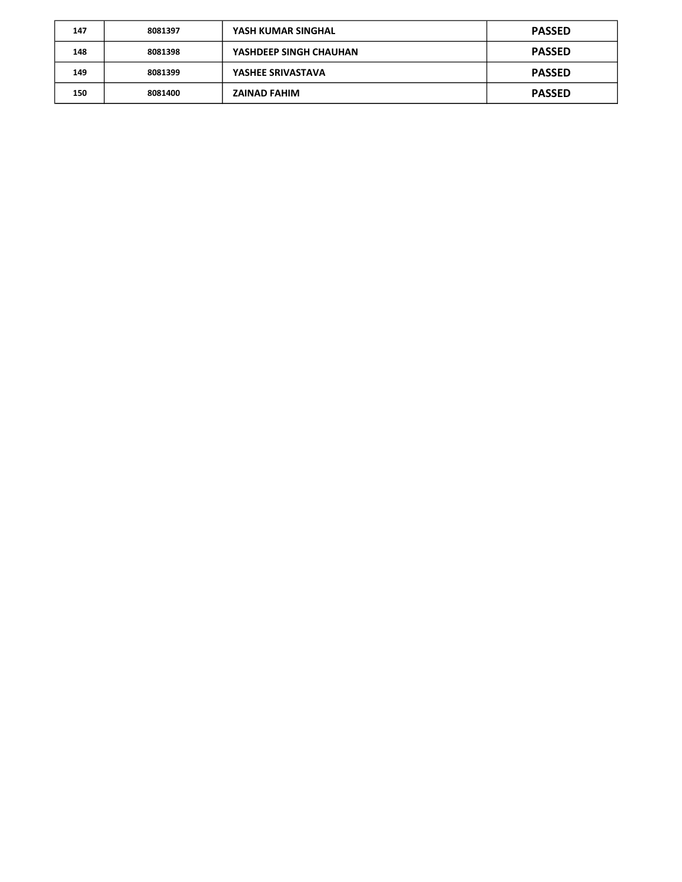| | | | |
|---|---|---|---|
| 147 | 8081397 | YASH KUMAR SINGHAL | PASSED |
| 148 | 8081398 | YASHDEEP SINGH CHAUHAN | PASSED |
| 149 | 8081399 | YASHEE SRIVASTAVA | PASSED |
| 150 | 8081400 | ZAINAD FAHIM | PASSED |